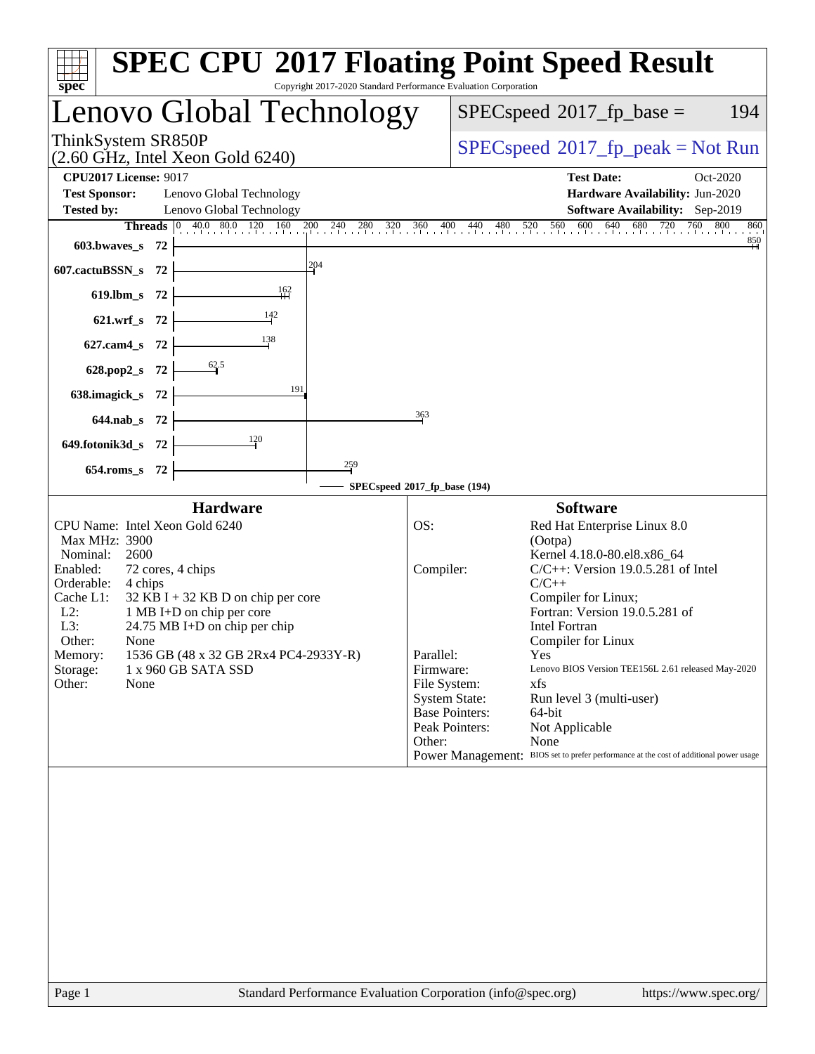# SPEC CPU 2017 Floating Point Speed Result

Copyright 2017-2020 Standard Performance Evaluation Corporation

## Lenovo Global Technology

ThinkSystem SR850P
(2.60 GHz, Intel Xeon Gold 6240)

SPECspeed 2017_fp_base = 194

SPECspeed 2017_fp_peak = Not Run

**CPU2017 License:** 9017
**Test Sponsor:** Lenovo Global Technology
**Tested by:** Lenovo Global Technology

**Test Date:** Oct-2020
**Hardware Availability:** Jun-2020
**Software Availability:** Sep-2019

| Benchmark | Threads | Base Result |
|---|---|---|
| 603.bwaves_s | 72 | 850 |
| 607.cactuBSSN_s | 72 | 204 |
| 619.lbm_s | 72 | 162 |
| 621.wrf_s | 72 | 142 |
| 627.cam4_s | 72 | 138 |
| 628.pop2_s | 72 | 62.5 |
| 638.imagick_s | 72 | 191 |
| 644.nab_s | 72 | 363 |
| 649.fotonik3d_s | 72 | 120 |
| 654.roms_s | 72 | 259 |

SPECspeed 2017_fp_base (194)

### Hardware

| | |
|---|---|
| CPU Name: | Intel Xeon Gold 6240 |
| Max MHz: | 3900 |
| Nominal: | 2600 |
| Enabled: | 72 cores, 4 chips |
| Orderable: | 4 chips |
| Cache L1: | 32 KB I + 32 KB D on chip per core |
| L2: | 1 MB I+D on chip per core |
| L3: | 24.75 MB I+D on chip per chip |
| Other: | None |
| Memory: | 1536 GB (48 x 32 GB 2Rx4 PC4-2933Y-R) |
| Storage: | 1 x 960 GB SATA SSD |
| Other: | None |

### Software

| | |
|---|---|
| OS: | Red Hat Enterprise Linux 8.0 (Ootpa) Kernel 4.18.0-80.el8.x86_64 |
| Compiler: | C/C++: Version 19.0.5.281 of Intel C/C++ Compiler for Linux; Fortran: Version 19.0.5.281 of Intel Fortran Compiler for Linux |
| Parallel: | Yes |
| Firmware: | Lenovo BIOS Version TEE156L 2.61 released May-2020 |
| File System: | xfs |
| System State: | Run level 3 (multi-user) |
| Base Pointers: | 64-bit |
| Peak Pointers: | Not Applicable |
| Other: | None |
| Power Management: | BIOS set to prefer performance at the cost of additional power usage |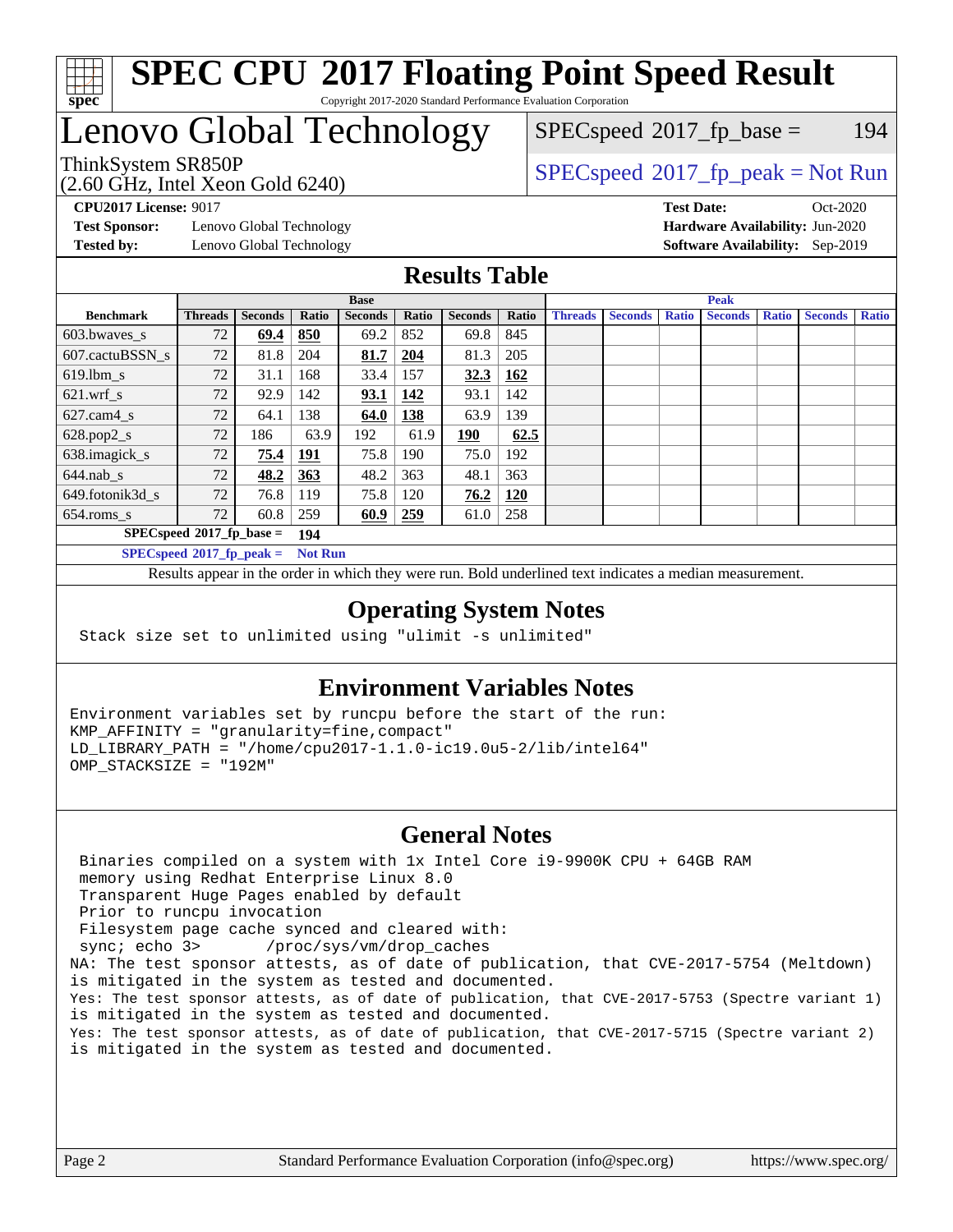# SPEC CPU 2017 Floating Point Speed Result

Copyright 2017-2020 Standard Performance Evaluation Corporation

# Lenovo Global Technology

ThinkSystem SR850P
(2.60 GHz, Intel Xeon Gold 6240)

SPECspeed 2017_fp_base = 194

SPECspeed 2017_fp_peak = Not Run

**CPU2017 License:** 9017
**Test Sponsor:** Lenovo Global Technology
**Tested by:** Lenovo Global Technology

**Test Date:** Oct-2020
**Hardware Availability:** Jun-2020
**Software Availability:** Sep-2019

## Results Table

| | Base | | | | | | | Peak | | | | | | |
|---|---|---|---|---|---|---|---|---|---|---|---|---|---|---|
| **Benchmark** | **Threads** | **Seconds** | **Ratio** | **Seconds** | **Ratio** | **Seconds** | **Ratio** | **Threads** | **Seconds** | **Ratio** | **Seconds** | **Ratio** | **Seconds** | **Ratio** |
| 603.bwaves_s | 72 | **69.4** | **850** | 69.2 | 852 | 69.8 | 845 | | | | | | | |
| 607.cactuBSSN_s | 72 | 81.8 | 204 | **81.7** | **204** | 81.3 | 205 | | | | | | | |
| 619.lbm_s | 72 | 31.1 | 168 | 33.4 | 157 | **32.3** | **162** | | | | | | | |
| 621.wrf_s | 72 | 92.9 | 142 | **93.1** | **142** | 93.1 | 142 | | | | | | | |
| 627.cam4_s | 72 | 64.1 | 138 | **64.0** | **138** | 63.9 | 139 | | | | | | | |
| 628.pop2_s | 72 | 186 | 63.9 | 192 | 61.9 | **190** | **62.5** | | | | | | | |
| 638.imagick_s | 72 | **75.4** | **191** | 75.8 | 190 | 75.0 | 192 | | | | | | | |
| 644.nab_s | 72 | **48.2** | **363** | 48.2 | 363 | 48.1 | 363 | | | | | | | |
| 649.fotonik3d_s | 72 | 76.8 | 119 | 75.8 | 120 | **76.2** | **120** | | | | | | | |
| 654.roms_s | 72 | 60.8 | 259 | **60.9** | **259** | 61.0 | 258 | | | | | | | |

**SPECspeed 2017_fp_base = 194**

**SPECspeed 2017_fp_peak = Not Run**

Results appear in the order in which they were run. Bold underlined text indicates a median measurement.

## Operating System Notes

```
Stack size set to unlimited using "ulimit -s unlimited"
```

## Environment Variables Notes

```
Environment variables set by runcpu before the start of the run:
KMP_AFFINITY = "granularity=fine,compact"
LD_LIBRARY_PATH = "/home/cpu2017-1.1.0-ic19.0u5-2/lib/intel64"
OMP_STACKSIZE = "192M"
```

## General Notes

```
 Binaries compiled on a system with 1x Intel Core i9-9900K CPU + 64GB RAM
 memory using Redhat Enterprise Linux 8.0
 Transparent Huge Pages enabled by default
 Prior to runcpu invocation
 Filesystem page cache synced and cleared with:
 sync; echo 3>       /proc/sys/vm/drop_caches
NA: The test sponsor attests, as of date of publication, that CVE-2017-5754 (Meltdown)
is mitigated in the system as tested and documented.
Yes: The test sponsor attests, as of date of publication, that CVE-2017-5753 (Spectre variant 1)
is mitigated in the system as tested and documented.
Yes: The test sponsor attests, as of date of publication, that CVE-2017-5715 (Spectre variant 2)
is mitigated in the system as tested and documented.
```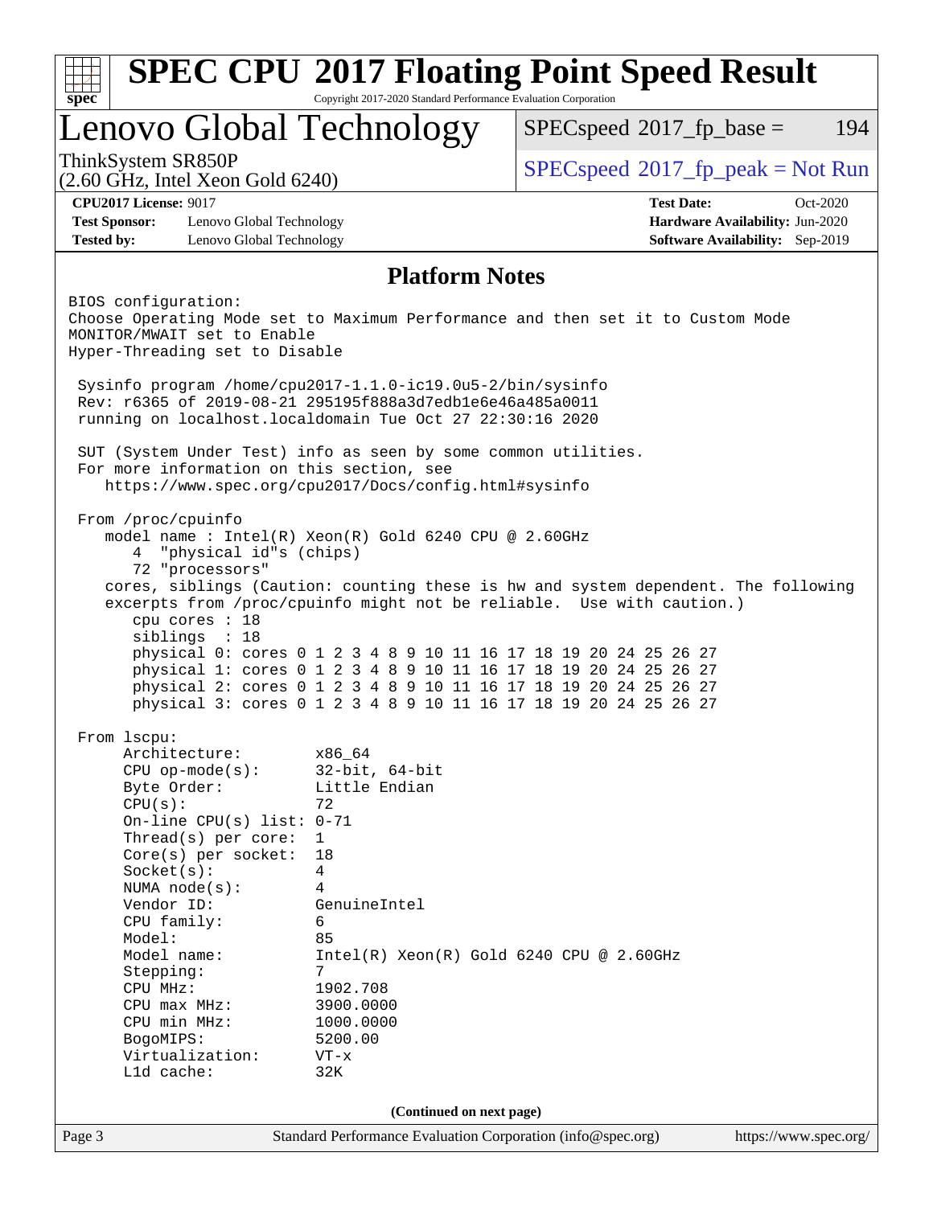# SPEC CPU 2017 Floating Point Speed Result

Copyright 2017-2020 Standard Performance Evaluation Corporation

## Lenovo Global Technology

ThinkSystem SR850P
(2.60 GHz, Intel Xeon Gold 6240)

SPECspeed 2017_fp_base = 194

SPECspeed 2017_fp_peak = Not Run

**CPU2017 License:** 9017
**Test Sponsor:** Lenovo Global Technology
**Tested by:** Lenovo Global Technology

**Test Date:** Oct-2020
**Hardware Availability:** Jun-2020
**Software Availability:** Sep-2019

## Platform Notes

```
BIOS configuration:
Choose Operating Mode set to Maximum Performance and then set it to Custom Mode
MONITOR/MWAIT set to Enable
Hyper-Threading set to Disable

 Sysinfo program /home/cpu2017-1.1.0-ic19.0u5-2/bin/sysinfo
 Rev: r6365 of 2019-08-21 295195f888a3d7edb1e6e46a485a0011
 running on localhost.localdomain Tue Oct 27 22:30:16 2020

 SUT (System Under Test) info as seen by some common utilities.
 For more information on this section, see
    https://www.spec.org/cpu2017/Docs/config.html#sysinfo

 From /proc/cpuinfo
    model name : Intel(R) Xeon(R) Gold 6240 CPU @ 2.60GHz
       4  "physical id"s (chips)
       72 "processors"
    cores, siblings (Caution: counting these is hw and system dependent. The following
    excerpts from /proc/cpuinfo might not be reliable.  Use with caution.)
       cpu cores : 18
       siblings  : 18
       physical 0: cores 0 1 2 3 4 8 9 10 11 16 17 18 19 20 24 25 26 27
       physical 1: cores 0 1 2 3 4 8 9 10 11 16 17 18 19 20 24 25 26 27
       physical 2: cores 0 1 2 3 4 8 9 10 11 16 17 18 19 20 24 25 26 27
       physical 3: cores 0 1 2 3 4 8 9 10 11 16 17 18 19 20 24 25 26 27

 From lscpu:
      Architecture:          x86_64
      CPU op-mode(s):        32-bit, 64-bit
      Byte Order:            Little Endian
      CPU(s):                72
      On-line CPU(s) list: 0-71
      Thread(s) per core:    1
      Core(s) per socket:    18
      Socket(s):             4
      NUMA node(s):          4
      Vendor ID:             GenuineIntel
      CPU family:            6
      Model:                 85
      Model name:            Intel(R) Xeon(R) Gold 6240 CPU @ 2.60GHz
      Stepping:              7
      CPU MHz:               1902.708
      CPU max MHz:           3900.0000
      CPU min MHz:           1000.0000
      BogoMIPS:              5200.00
      Virtualization:        VT-x
      L1d cache:             32K
```

**(Continued on next page)**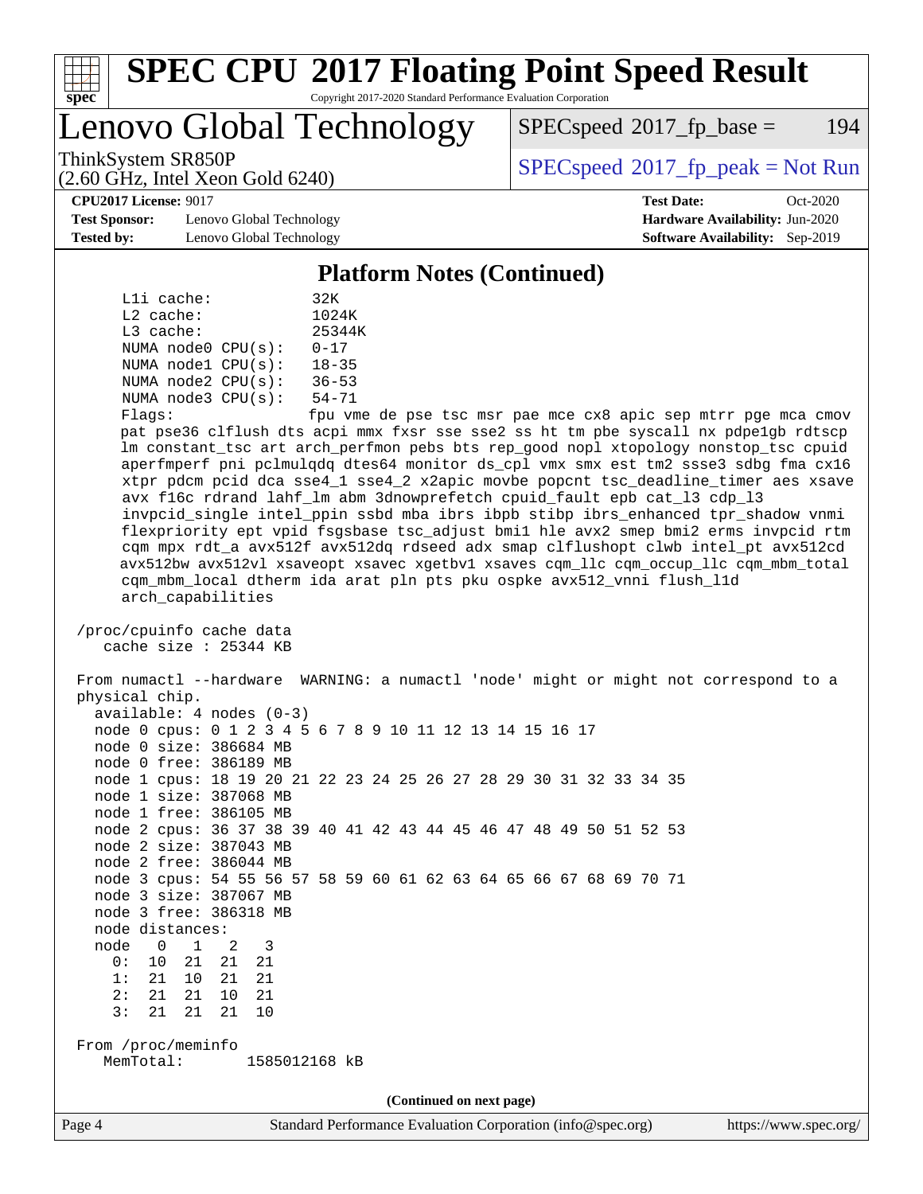## Platform Notes (Continued)

```
     L1i cache:           32K
     L2 cache:            1024K
     L3 cache:            25344K
     NUMA node0 CPU(s):   0-17
     NUMA node1 CPU(s):   18-35
     NUMA node2 CPU(s):   36-53
     NUMA node3 CPU(s):   54-71
     Flags:               fpu vme de pse tsc msr pae mce cx8 apic sep mtrr pge mca cmov
     pat pse36 clflush dts acpi mmx fxsr sse sse2 ss ht tm pbe syscall nx pdpe1gb rdtscp
     lm constant_tsc art arch_perfmon pebs bts rep_good nopl xtopology nonstop_tsc cpuid
     aperfmperf pni pclmulqdq dtes64 monitor ds_cpl vmx smx est tm2 ssse3 sdbg fma cx16
     xtpr pdcm pcid dca sse4_1 sse4_2 x2apic movbe popcnt tsc_deadline_timer aes xsave
     avx f16c rdrand lahf_lm abm 3dnowprefetch cpuid_fault epb cat_l3 cdp_l3
     invpcid_single intel_ppin ssbd mba ibrs ibpb stibp ibrs_enhanced tpr_shadow vnmi
     flexpriority ept vpid fsgsbase tsc_adjust bmi1 hle avx2 smep bmi2 erms invpcid rtm
     cqm mpx rdt_a avx512f avx512dq rdseed adx smap clflushopt clwb intel_pt avx512cd
     avx512bw avx512vl xsaveopt xsavec xgetbv1 xsaves cqm_llc cqm_occup_llc cqm_mbm_total
     cqm_mbm_local dtherm ida arat pln pts pku ospke avx512_vnni flush_l1d
     arch_capabilities

 /proc/cpuinfo cache data
    cache size : 25344 KB

 From numactl --hardware  WARNING: a numactl 'node' might or might not correspond to a
 physical chip.
   available: 4 nodes (0-3)
   node 0 cpus: 0 1 2 3 4 5 6 7 8 9 10 11 12 13 14 15 16 17
   node 0 size: 386684 MB
   node 0 free: 386189 MB
   node 1 cpus: 18 19 20 21 22 23 24 25 26 27 28 29 30 31 32 33 34 35
   node 1 size: 387068 MB
   node 1 free: 386105 MB
   node 2 cpus: 36 37 38 39 40 41 42 43 44 45 46 47 48 49 50 51 52 53
   node 2 size: 387043 MB
   node 2 free: 386044 MB
   node 3 cpus: 54 55 56 57 58 59 60 61 62 63 64 65 66 67 68 69 70 71
   node 3 size: 387067 MB
   node 3 free: 386318 MB
   node distances:
   node   0   1   2   3
     0:  10  21  21  21
     1:  21  10  21  21
     2:  21  21  10  21
     3:  21  21  21  10

 From /proc/meminfo
    MemTotal:       1585012168 kB
```

(Continued on next page)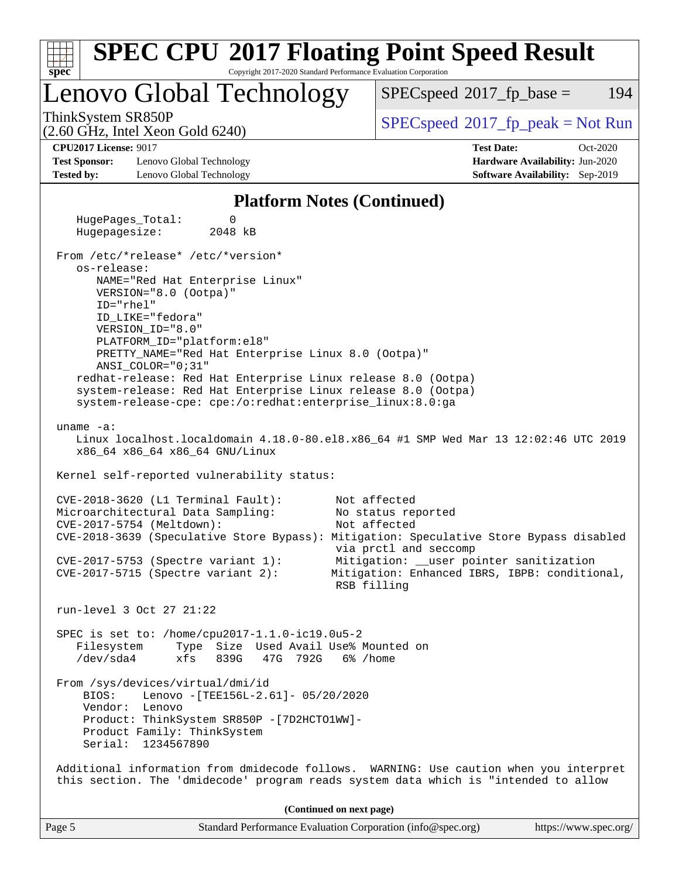## Platform Notes (Continued)

```
    HugePages_Total:       0
    Hugepagesize:       2048 kB

 From /etc/*release* /etc/*version*
    os-release:
       NAME="Red Hat Enterprise Linux"
       VERSION="8.0 (Ootpa)"
       ID="rhel"
       ID_LIKE="fedora"
       VERSION_ID="8.0"
       PLATFORM_ID="platform:el8"
       PRETTY_NAME="Red Hat Enterprise Linux 8.0 (Ootpa)"
       ANSI_COLOR="0;31"
    redhat-release: Red Hat Enterprise Linux release 8.0 (Ootpa)
    system-release: Red Hat Enterprise Linux release 8.0 (Ootpa)
    system-release-cpe: cpe:/o:redhat:enterprise_linux:8.0:ga

 uname -a:
    Linux localhost.localdomain 4.18.0-80.el8.x86_64 #1 SMP Wed Mar 13 12:02:46 UTC 2019
    x86_64 x86_64 x86_64 GNU/Linux

 Kernel self-reported vulnerability status:

 CVE-2018-3620 (L1 Terminal Fault):          Not affected
 Microarchitectural Data Sampling:           No status reported
 CVE-2017-5754 (Meltdown):                   Not affected
 CVE-2018-3639 (Speculative Store Bypass): Mitigation: Speculative Store Bypass disabled
                                             via prctl and seccomp
 CVE-2017-5753 (Spectre variant 1):          Mitigation: __user pointer sanitization
 CVE-2017-5715 (Spectre variant 2):         Mitigation: Enhanced IBRS, IBPB: conditional,
                                             RSB filling

 run-level 3 Oct 27 21:22

 SPEC is set to: /home/cpu2017-1.1.0-ic19.0u5-2
    Filesystem     Type  Size  Used Avail Use% Mounted on
    /dev/sda4      xfs   839G   47G  792G   6% /home

 From /sys/devices/virtual/dmi/id
     BIOS:    Lenovo -[TEE156L-2.61]- 05/20/2020
     Vendor:  Lenovo
     Product: ThinkSystem SR850P -[7D2HCTO1WW]-
     Product Family: ThinkSystem
     Serial:  1234567890

 Additional information from dmidecode follows.  WARNING: Use caution when you interpret
 this section. The 'dmidecode' program reads system data which is "intended to allow
```

(Continued on next page)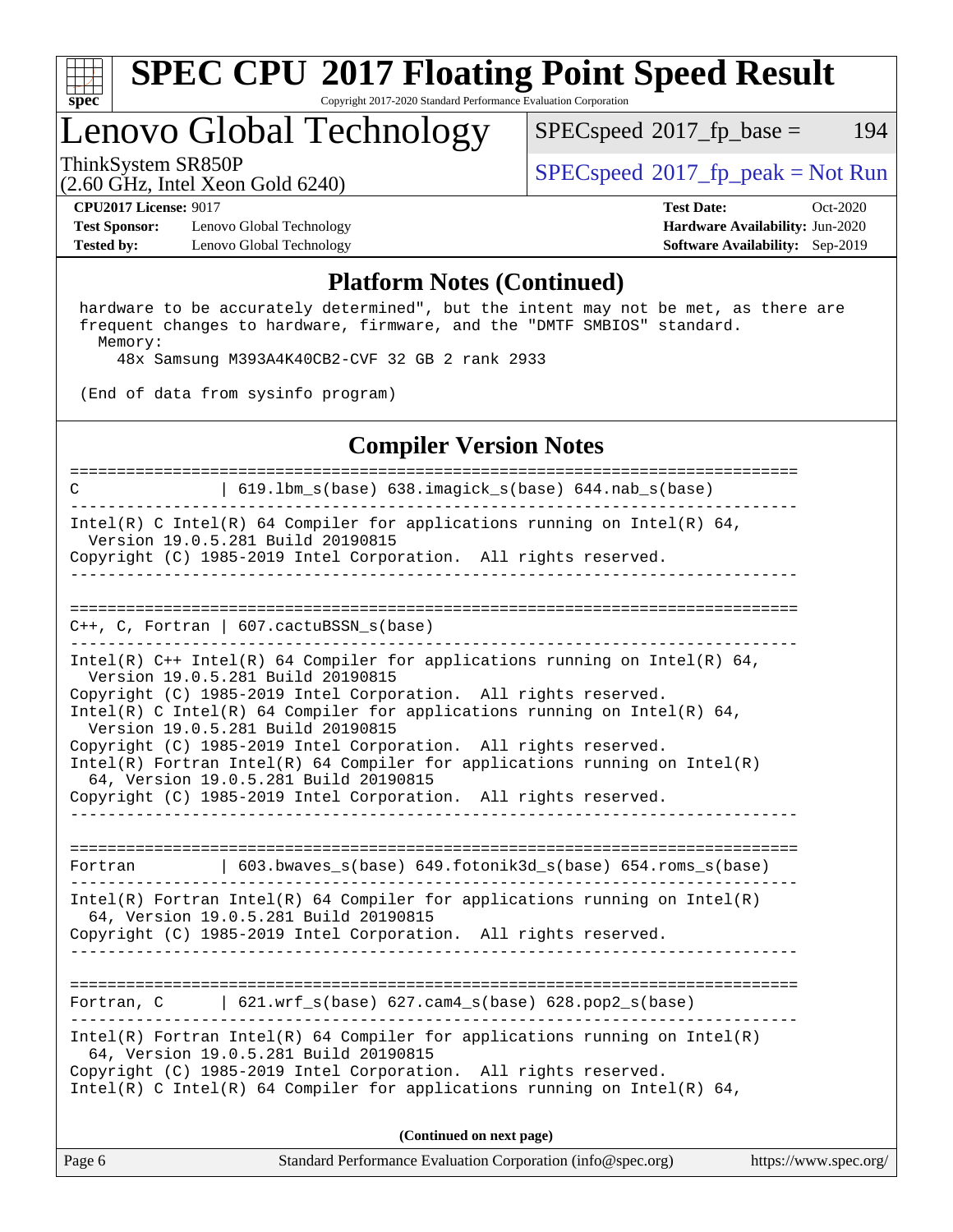## Platform Notes (Continued)

```
 hardware to be accurately determined", but the intent may not be met, as there are
 frequent changes to hardware, firmware, and the "DMTF SMBIOS" standard.
   Memory:
     48x Samsung M393A4K40CB2-CVF 32 GB 2 rank 2933

 (End of data from sysinfo program)
```

## Compiler Version Notes

```
==============================================================================
C               | 619.lbm_s(base) 638.imagick_s(base) 644.nab_s(base)
------------------------------------------------------------------------------
Intel(R) C Intel(R) 64 Compiler for applications running on Intel(R) 64,
  Version 19.0.5.281 Build 20190815
Copyright (C) 1985-2019 Intel Corporation.  All rights reserved.
------------------------------------------------------------------------------

==============================================================================
C++, C, Fortran | 607.cactuBSSN_s(base)
------------------------------------------------------------------------------
Intel(R) C++ Intel(R) 64 Compiler for applications running on Intel(R) 64,
  Version 19.0.5.281 Build 20190815
Copyright (C) 1985-2019 Intel Corporation.  All rights reserved.
Intel(R) C Intel(R) 64 Compiler for applications running on Intel(R) 64,
  Version 19.0.5.281 Build 20190815
Copyright (C) 1985-2019 Intel Corporation.  All rights reserved.
Intel(R) Fortran Intel(R) 64 Compiler for applications running on Intel(R)
  64, Version 19.0.5.281 Build 20190815
Copyright (C) 1985-2019 Intel Corporation.  All rights reserved.
------------------------------------------------------------------------------

==============================================================================
Fortran         | 603.bwaves_s(base) 649.fotonik3d_s(base) 654.roms_s(base)
------------------------------------------------------------------------------
Intel(R) Fortran Intel(R) 64 Compiler for applications running on Intel(R)
  64, Version 19.0.5.281 Build 20190815
Copyright (C) 1985-2019 Intel Corporation.  All rights reserved.
------------------------------------------------------------------------------

==============================================================================
Fortran, C      | 621.wrf_s(base) 627.cam4_s(base) 628.pop2_s(base)
------------------------------------------------------------------------------
Intel(R) Fortran Intel(R) 64 Compiler for applications running on Intel(R)
  64, Version 19.0.5.281 Build 20190815
Copyright (C) 1985-2019 Intel Corporation.  All rights reserved.
Intel(R) C Intel(R) 64 Compiler for applications running on Intel(R) 64,
```

**(Continued on next page)**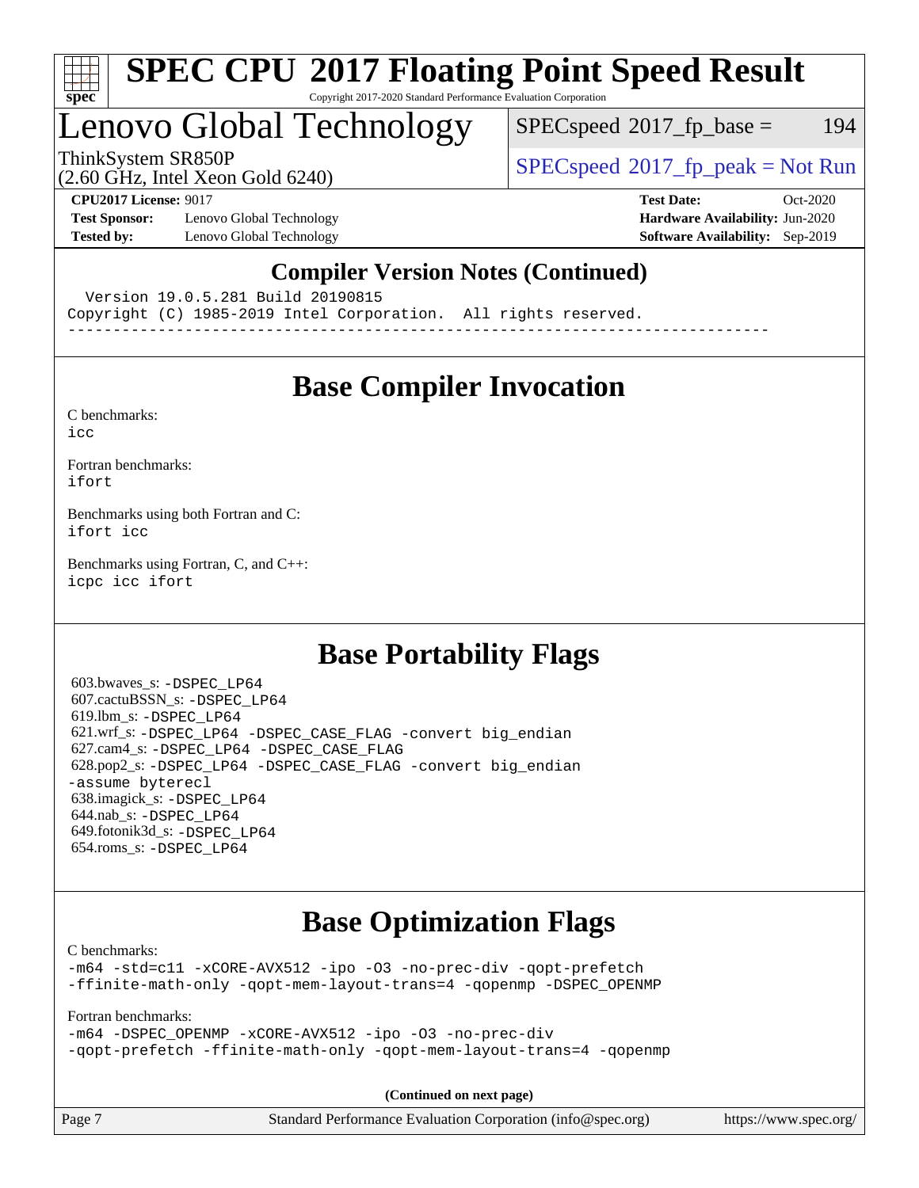# Lenovo Global Technology

ThinkSystem SR850P
(2.60 GHz, Intel Xeon Gold 6240)

SPECspeed 2017_fp_base = 194

SPECspeed 2017_fp_peak = Not Run

**CPU2017 License:** 9017
**Test Sponsor:** Lenovo Global Technology
**Tested by:** Lenovo Global Technology

**Test Date:** Oct-2020
**Hardware Availability:** Jun-2020
**Software Availability:** Sep-2019

## Compiler Version Notes (Continued)

```
  Version 19.0.5.281 Build 20190815
Copyright (C) 1985-2019 Intel Corporation.  All rights reserved.
------------------------------------------------------------------------------
```

## Base Compiler Invocation

C benchmarks:
icc

Fortran benchmarks:
ifort

Benchmarks using both Fortran and C:
ifort icc

Benchmarks using Fortran, C, and C++:
icpc icc ifort

## Base Portability Flags

603.bwaves_s: -DSPEC_LP64
607.cactuBSSN_s: -DSPEC_LP64
619.lbm_s: -DSPEC_LP64
621.wrf_s: -DSPEC_LP64 -DSPEC_CASE_FLAG -convert big_endian
627.cam4_s: -DSPEC_LP64 -DSPEC_CASE_FLAG
628.pop2_s: -DSPEC_LP64 -DSPEC_CASE_FLAG -convert big_endian -assume byterecl
638.imagick_s: -DSPEC_LP64
644.nab_s: -DSPEC_LP64
649.fotonik3d_s: -DSPEC_LP64
654.roms_s: -DSPEC_LP64

## Base Optimization Flags

C benchmarks:
-m64 -std=c11 -xCORE-AVX512 -ipo -O3 -no-prec-div -qopt-prefetch
-ffinite-math-only -qopt-mem-layout-trans=4 -qopenmp -DSPEC_OPENMP

Fortran benchmarks:
-m64 -DSPEC_OPENMP -xCORE-AVX512 -ipo -O3 -no-prec-div
-qopt-prefetch -ffinite-math-only -qopt-mem-layout-trans=4 -qopenmp

**(Continued on next page)**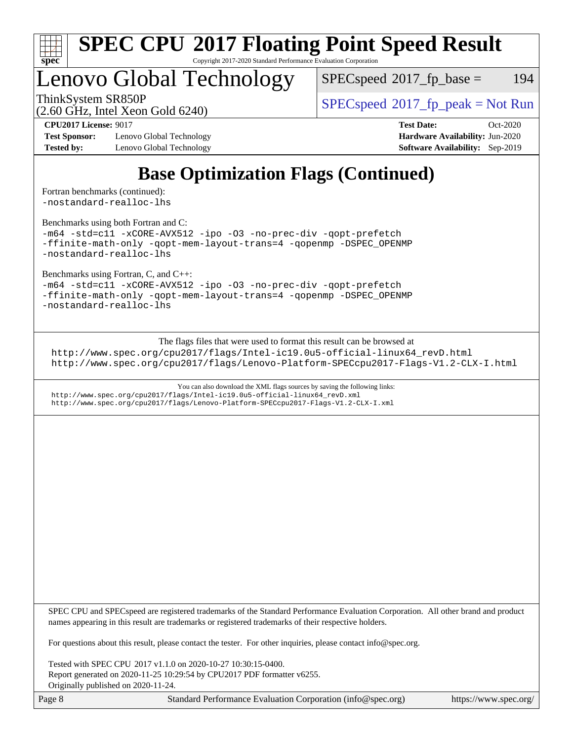# Base Optimization Flags (Continued)

Fortran benchmarks (continued):
-nostandard-realloc-lhs

Benchmarks using both Fortran and C:
-m64 -std=c11 -xCORE-AVX512 -ipo -O3 -no-prec-div -qopt-prefetch
-ffinite-math-only -qopt-mem-layout-trans=4 -qopenmp -DSPEC_OPENMP
-nostandard-realloc-lhs

Benchmarks using Fortran, C, and C++:
-m64 -std=c11 -xCORE-AVX512 -ipo -O3 -no-prec-div -qopt-prefetch
-ffinite-math-only -qopt-mem-layout-trans=4 -qopenmp -DSPEC_OPENMP
-nostandard-realloc-lhs

The flags files that were used to format this result can be browsed at
http://www.spec.org/cpu2017/flags/Intel-ic19.0u5-official-linux64_revD.html
http://www.spec.org/cpu2017/flags/Lenovo-Platform-SPECcpu2017-Flags-V1.2-CLX-I.html

You can also download the XML flags sources by saving the following links:
http://www.spec.org/cpu2017/flags/Intel-ic19.0u5-official-linux64_revD.xml
http://www.spec.org/cpu2017/flags/Lenovo-Platform-SPECcpu2017-Flags-V1.2-CLX-I.xml

SPEC CPU and SPECspeed are registered trademarks of the Standard Performance Evaluation Corporation. All other brand and product names appearing in this result are trademarks or registered trademarks of their respective holders.

For questions about this result, please contact the tester. For other inquiries, please contact info@spec.org.

Tested with SPEC CPU 2017 v1.1.0 on 2020-10-27 10:30:15-0400.
Report generated on 2020-11-25 10:29:54 by CPU2017 PDF formatter v6255.
Originally published on 2020-11-24.